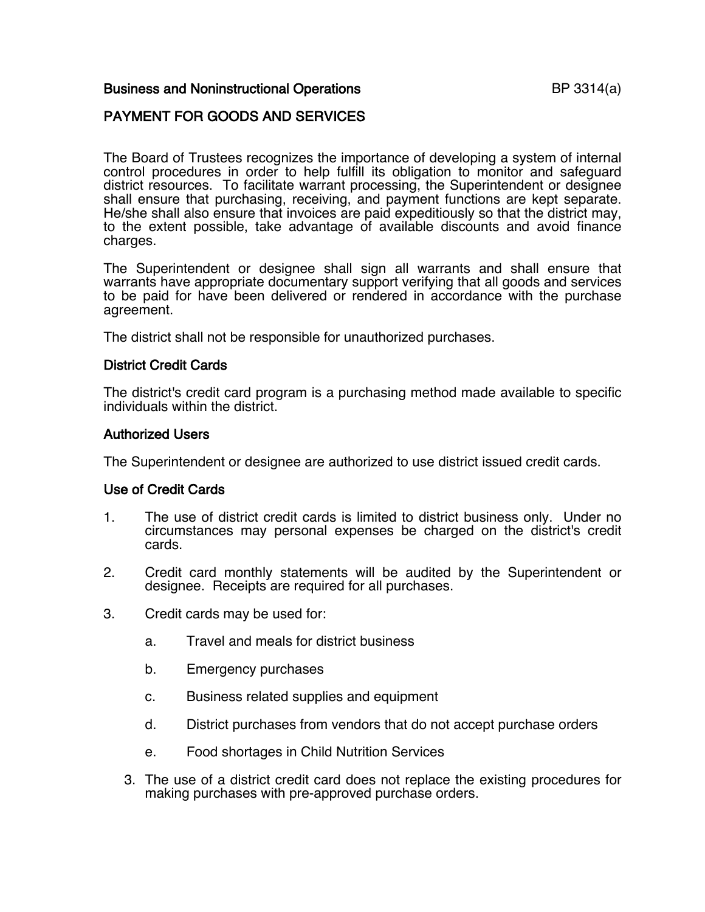Business and Noninstructional Operations

# PAYMENT FOR GOODS AND SERVICES

The Board of Trustees recognizes the importance of developing a system of internal control procedures in order to help fulfill its obligation to monitor and safeguard district resources. To facilitate warrant processing, the Superintendent or designee shall ensure that purchasing, receiving, and payment functions are kept separate. He/she shall also ensure that invoices are paid expeditiously so that the district may, to the extent possible, take advantage of available discounts and avoid finance charges.

The Superintendent or designee shall sign all warrants and shall ensure that warrants have appropriate documentary support verifying that all goods and services to be paid for have been delivered or rendered in accordance with the purchase agreement.

The district shall not be responsible for unauthorized purchases.

## District Credit Cards

The district's credit card program is a purchasing method made available to specific individuals within the district.

## Authorized Users

The Superintendent or designee are authorized to use district issued credit cards.

## Use of Credit Cards

1. The use of district credit cards is limited to district business only. Under no circumstances may personal expenses be charged on the district's credit cards.

2. Credit card monthly statements will be audited by the Superintendent or designee. Receipts are required for all purchases.

3. Credit cards may be used for:

   a. Travel and meals for district business

   b. Emergency purchases

   c. Business related supplies and equipment

   d. District purchases from vendors that do not accept purchase orders

   e. Food shortages in Child Nutrition Services

3. The use of a district credit card does not replace the existing procedures for making purchases with pre-approved purchase orders.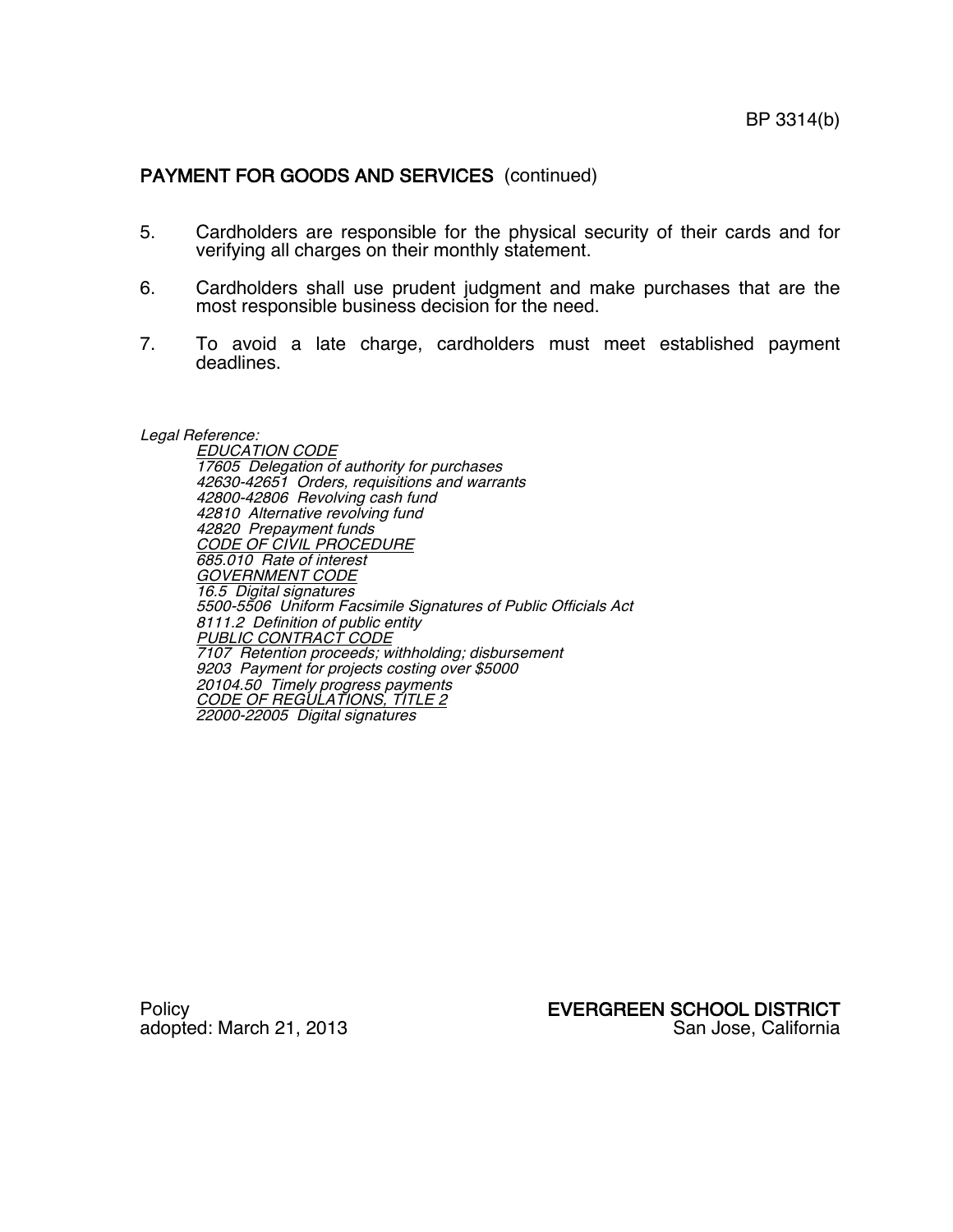## PAYMENT FOR GOODS AND SERVICES (continued)

5. Cardholders are responsible for the physical security of their cards and for verifying all charges on their monthly statement.

6. Cardholders shall use prudent judgment and make purchases that are the most responsible business decision for the need.

7. To avoid a late charge, cardholders must meet established payment deadlines.

*Legal Reference:*

*EDUCATION CODE*
*17605 Delegation of authority for purchases*
*42630-42651 Orders, requisitions and warrants*
*42800-42806 Revolving cash fund*
*42810 Alternative revolving fund*
*42820 Prepayment funds*
*CODE OF CIVIL PROCEDURE*
*685.010 Rate of interest*
*GOVERNMENT CODE*
*16.5 Digital signatures*
*5500-5506 Uniform Facsimile Signatures of Public Officials Act*
*8111.2 Definition of public entity*
*PUBLIC CONTRACT CODE*
*7107 Retention proceeds; withholding; disbursement*
*9203 Payment for projects costing over $5000*
*20104.50 Timely progress payments*
*CODE OF REGULATIONS, TITLE 2*
*22000-22005 Digital signatures*

Policy
adopted: March 21, 2013

**EVERGREEN SCHOOL DISTRICT**
San Jose, California